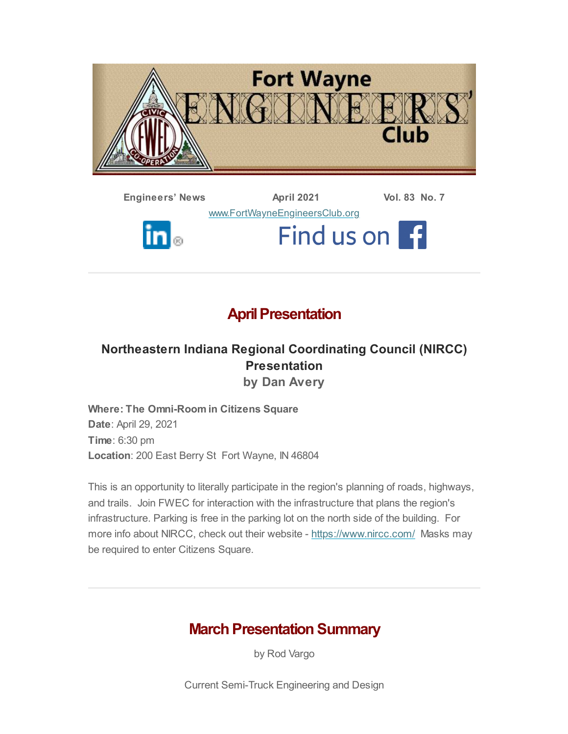# Fort Wayne ENGINEERS' Club

**Engineers' News** | **April 2021** | **Vol. 83 No. 7**

www.FortWayneEngineersClub.org

Find us on

## April Presentation

### Northeastern Indiana Regional Coordinating Council (NIRCC) Presentation

### by Dan Avery

**Where: The Omni-Room in Citizens Square**
**Date**: April 29, 2021
**Time**: 6:30 pm
**Location**: 200 East Berry St Fort Wayne, IN 46804

This is an opportunity to literally participate in the region's planning of roads, highways, and trails. Join FWEC for interaction with the infrastructure that plans the region's infrastructure. Parking is free in the parking lot on the north side of the building. For more info about NIRCC, check out their website - https://www.nircc.com/ Masks may be required to enter Citizens Square.

## March Presentation Summary

by Rod Vargo

Current Semi-Truck Engineering and Design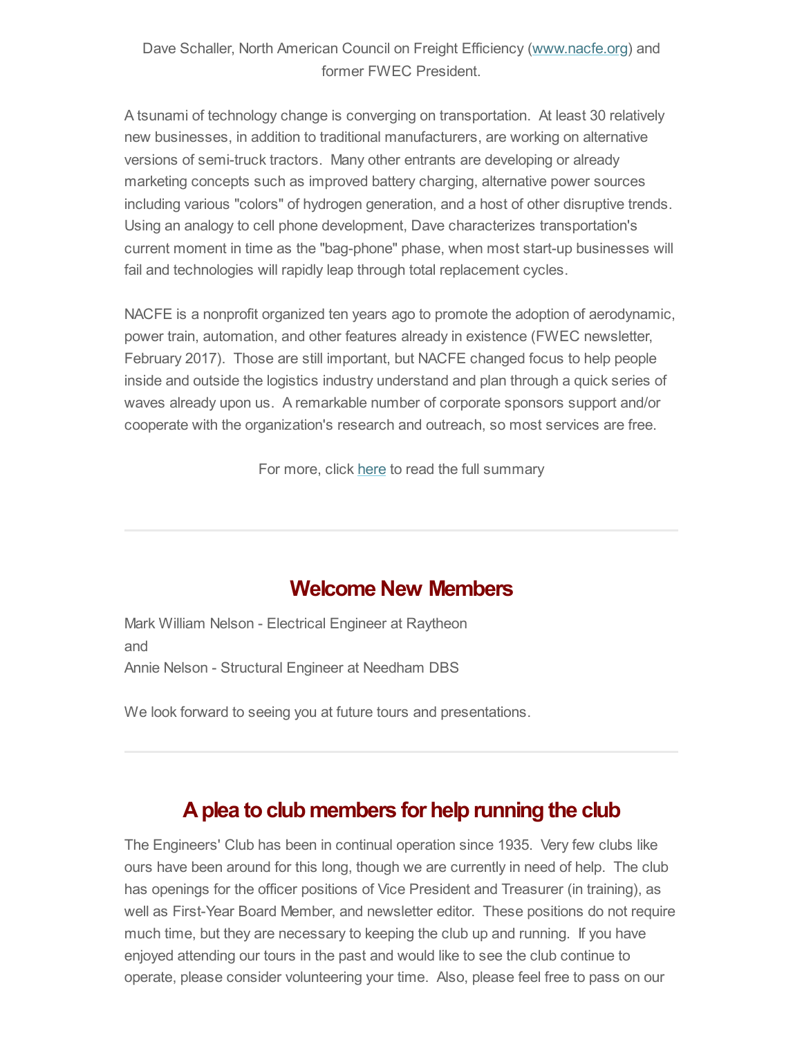Dave Schaller, North American Council on Freight Efficiency (www.nacfe.org) and former FWEC President.

A tsunami of technology change is converging on transportation. At least 30 relatively new businesses, in addition to traditional manufacturers, are working on alternative versions of semi-truck tractors. Many other entrants are developing or already marketing concepts such as improved battery charging, alternative power sources including various "colors" of hydrogen generation, and a host of other disruptive trends. Using an analogy to cell phone development, Dave characterizes transportation's current moment in time as the "bag-phone" phase, when most start-up businesses will fail and technologies will rapidly leap through total replacement cycles.

NACFE is a nonprofit organized ten years ago to promote the adoption of aerodynamic, power train, automation, and other features already in existence (FWEC newsletter, February 2017). Those are still important, but NACFE changed focus to help people inside and outside the logistics industry understand and plan through a quick series of waves already upon us. A remarkable number of corporate sponsors support and/or cooperate with the organization's research and outreach, so most services are free.

For more, click here to read the full summary

---

## Welcome New Members

Mark William Nelson - Electrical Engineer at Raytheon
and
Annie Nelson - Structural Engineer at Needham DBS

We look forward to seeing you at future tours and presentations.

---

## A plea to club members for help running the club

The Engineers' Club has been in continual operation since 1935. Very few clubs like ours have been around for this long, though we are currently in need of help. The club has openings for the officer positions of Vice President and Treasurer (in training), as well as First-Year Board Member, and newsletter editor. These positions do not require much time, but they are necessary to keeping the club up and running. If you have enjoyed attending our tours in the past and would like to see the club continue to operate, please consider volunteering your time. Also, please feel free to pass on our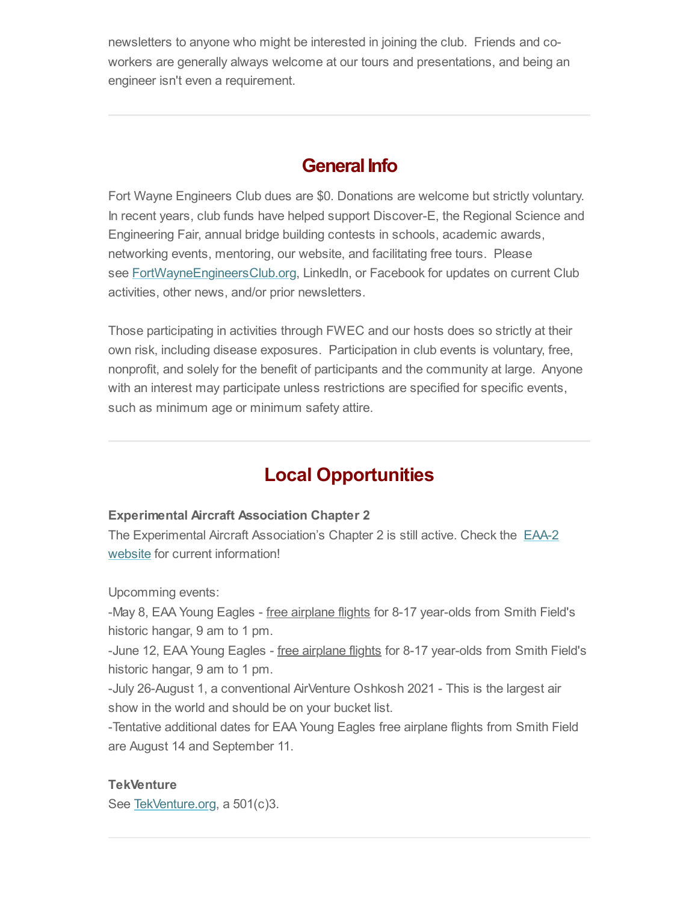newsletters to anyone who might be interested in joining the club. Friends and co-workers are generally always welcome at our tours and presentations, and being an engineer isn't even a requirement.

---

## General Info

Fort Wayne Engineers Club dues are $0. Donations are welcome but strictly voluntary. In recent years, club funds have helped support Discover-E, the Regional Science and Engineering Fair, annual bridge building contests in schools, academic awards, networking events, mentoring, our website, and facilitating free tours. Please see FortWayneEngineersClub.org, LinkedIn, or Facebook for updates on current Club activities, other news, and/or prior newsletters.

Those participating in activities through FWEC and our hosts does so strictly at their own risk, including disease exposures. Participation in club events is voluntary, free, nonprofit, and solely for the benefit of participants and the community at large. Anyone with an interest may participate unless restrictions are specified for specific events, such as minimum age or minimum safety attire.

---

## Local Opportunities

**Experimental Aircraft Association Chapter 2**

The Experimental Aircraft Association's Chapter 2 is still active. Check the EAA-2 website for current information!

Upcomming events:
-May 8, EAA Young Eagles - free airplane flights for 8-17 year-olds from Smith Field's historic hangar, 9 am to 1 pm.
-June 12, EAA Young Eagles - free airplane flights for 8-17 year-olds from Smith Field's historic hangar, 9 am to 1 pm.
-July 26-August 1, a conventional AirVenture Oshkosh 2021 - This is the largest air show in the world and should be on your bucket list.
-Tentative additional dates for EAA Young Eagles free airplane flights from Smith Field are August 14 and September 11.

**TekVenture**

See TekVenture.org, a 501(c)3.

---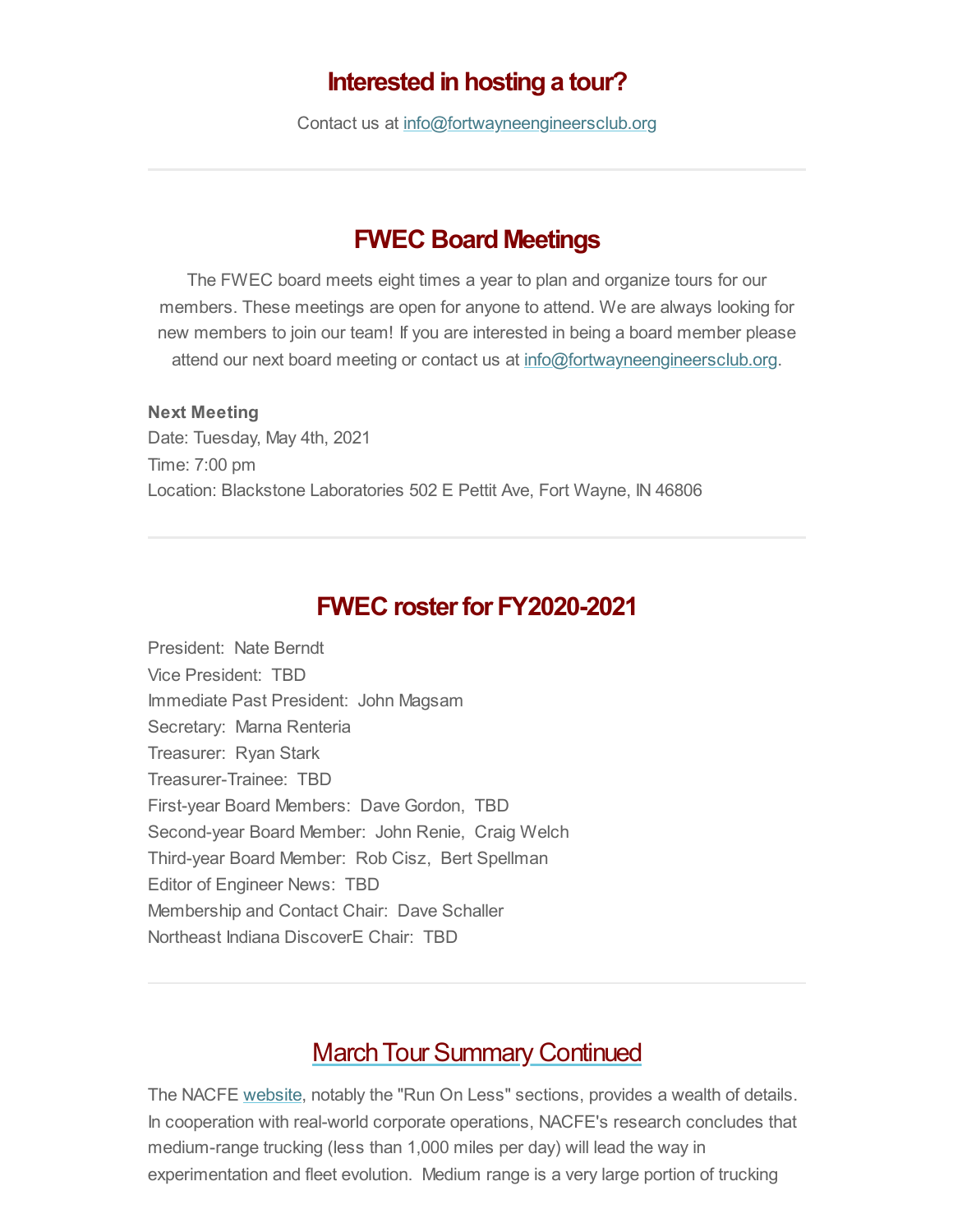## Interested in hosting a tour?

Contact us at info@fortwayneengineersclub.org

---

## FWEC Board Meetings

The FWEC board meets eight times a year to plan and organize tours for our members. These meetings are open for anyone to attend. We are always looking for new members to join our team! If you are interested in being a board member please attend our next board meeting or contact us at info@fortwayneengineersclub.org.

**Next Meeting**
Date: Tuesday, May 4th, 2021
Time: 7:00 pm
Location: Blackstone Laboratories 502 E Pettit Ave, Fort Wayne, IN 46806

---

## FWEC roster for FY2020-2021

President: Nate Berndt
Vice President: TBD
Immediate Past President: John Magsam
Secretary: Marna Renteria
Treasurer: Ryan Stark
Treasurer-Trainee: TBD
First-year Board Members: Dave Gordon, TBD
Second-year Board Member: John Renie, Craig Welch
Third-year Board Member: Rob Cisz, Bert Spellman
Editor of Engineer News: TBD
Membership and Contact Chair: Dave Schaller
Northeast Indiana DiscoverE Chair: TBD

---

## March Tour Summary Continued

The NACFE website, notably the "Run On Less" sections, provides a wealth of details. In cooperation with real-world corporate operations, NACFE's research concludes that medium-range trucking (less than 1,000 miles per day) will lead the way in experimentation and fleet evolution. Medium range is a very large portion of trucking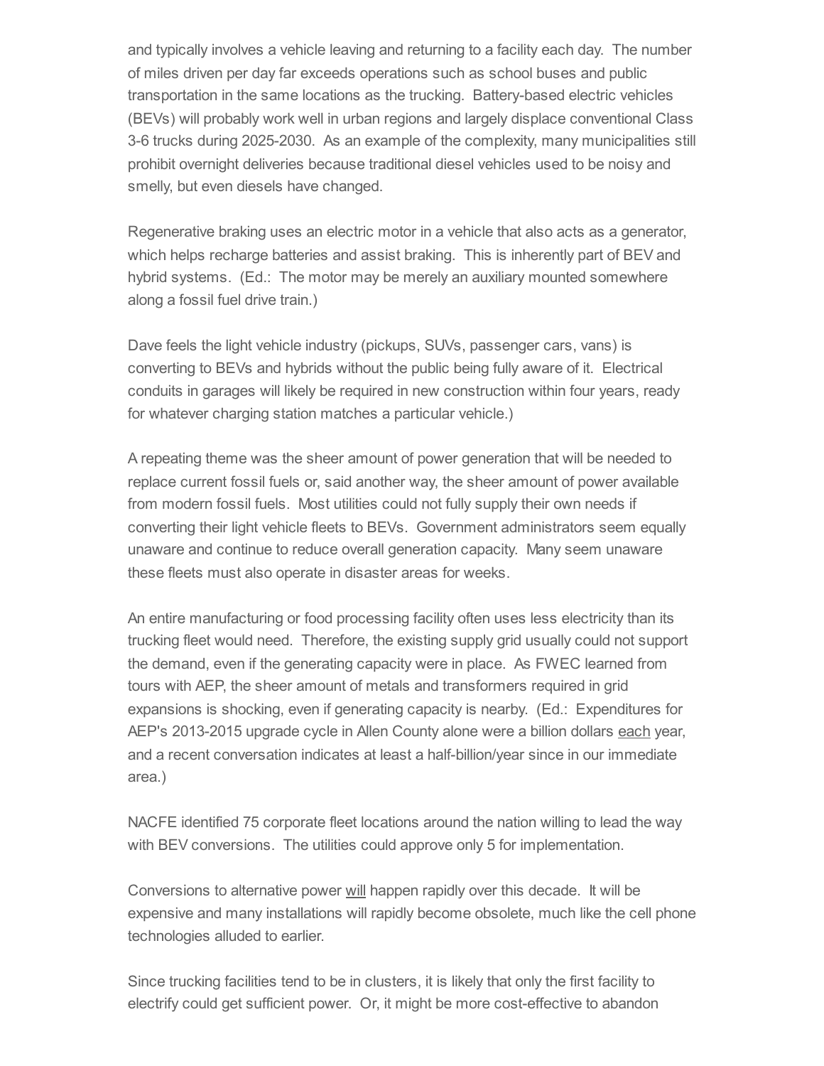and typically involves a vehicle leaving and returning to a facility each day. The number of miles driven per day far exceeds operations such as school buses and public transportation in the same locations as the trucking. Battery-based electric vehicles (BEVs) will probably work well in urban regions and largely displace conventional Class 3-6 trucks during 2025-2030. As an example of the complexity, many municipalities still prohibit overnight deliveries because traditional diesel vehicles used to be noisy and smelly, but even diesels have changed.

Regenerative braking uses an electric motor in a vehicle that also acts as a generator, which helps recharge batteries and assist braking. This is inherently part of BEV and hybrid systems. (Ed.: The motor may be merely an auxiliary mounted somewhere along a fossil fuel drive train.)

Dave feels the light vehicle industry (pickups, SUVs, passenger cars, vans) is converting to BEVs and hybrids without the public being fully aware of it. Electrical conduits in garages will likely be required in new construction within four years, ready for whatever charging station matches a particular vehicle.)

A repeating theme was the sheer amount of power generation that will be needed to replace current fossil fuels or, said another way, the sheer amount of power available from modern fossil fuels. Most utilities could not fully supply their own needs if converting their light vehicle fleets to BEVs. Government administrators seem equally unaware and continue to reduce overall generation capacity. Many seem unaware these fleets must also operate in disaster areas for weeks.

An entire manufacturing or food processing facility often uses less electricity than its trucking fleet would need. Therefore, the existing supply grid usually could not support the demand, even if the generating capacity were in place. As FWEC learned from tours with AEP, the sheer amount of metals and transformers required in grid expansions is shocking, even if generating capacity is nearby. (Ed.: Expenditures for AEP's 2013-2015 upgrade cycle in Allen County alone were a billion dollars <u>each</u> year, and a recent conversation indicates at least a half-billion/year since in our immediate area.)

NACFE identified 75 corporate fleet locations around the nation willing to lead the way with BEV conversions. The utilities could approve only 5 for implementation.

Conversions to alternative power <u>will</u> happen rapidly over this decade. It will be expensive and many installations will rapidly become obsolete, much like the cell phone technologies alluded to earlier.

Since trucking facilities tend to be in clusters, it is likely that only the first facility to electrify could get sufficient power. Or, it might be more cost-effective to abandon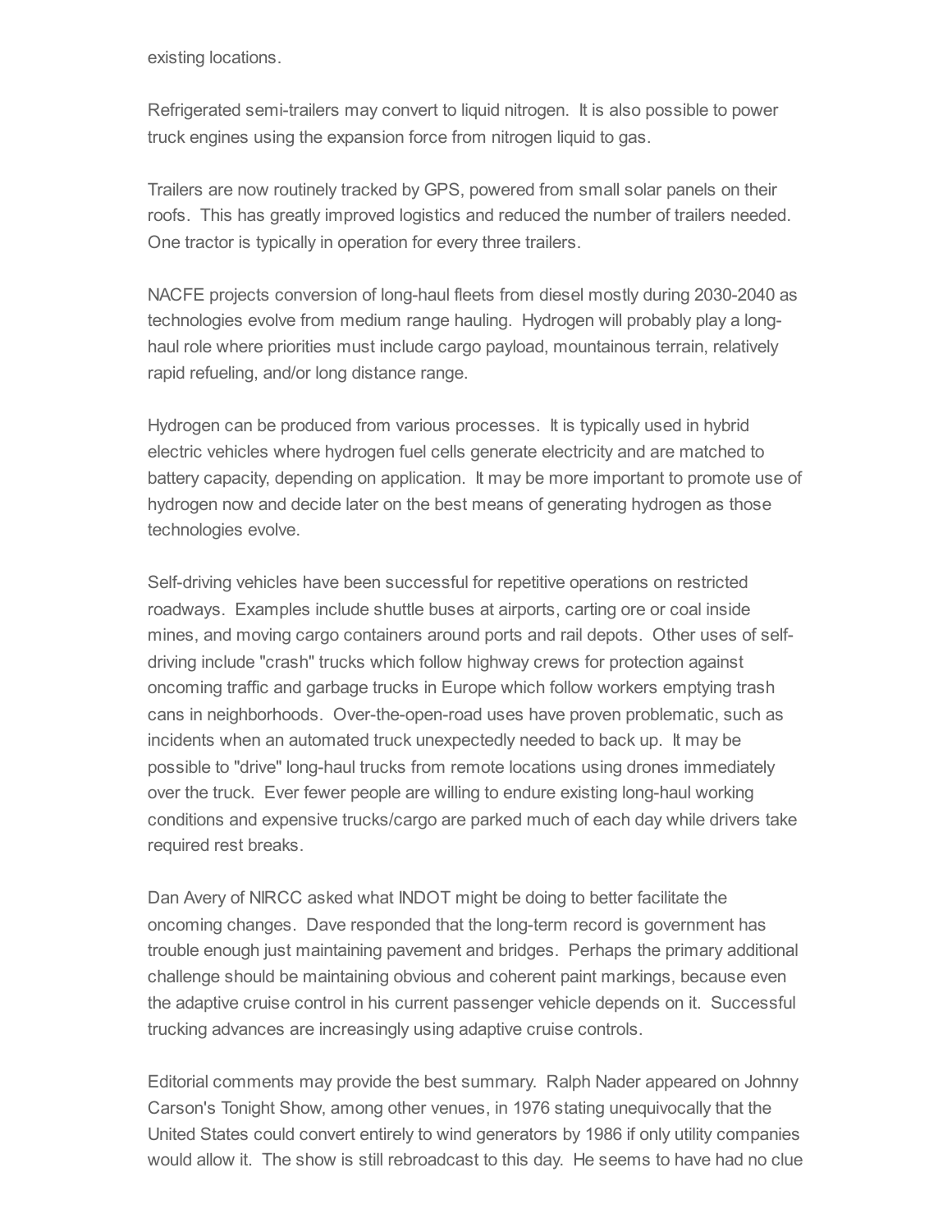existing locations.

Refrigerated semi-trailers may convert to liquid nitrogen. It is also possible to power truck engines using the expansion force from nitrogen liquid to gas.

Trailers are now routinely tracked by GPS, powered from small solar panels on their roofs. This has greatly improved logistics and reduced the number of trailers needed. One tractor is typically in operation for every three trailers.

NACFE projects conversion of long-haul fleets from diesel mostly during 2030-2040 as technologies evolve from medium range hauling. Hydrogen will probably play a long-haul role where priorities must include cargo payload, mountainous terrain, relatively rapid refueling, and/or long distance range.

Hydrogen can be produced from various processes. It is typically used in hybrid electric vehicles where hydrogen fuel cells generate electricity and are matched to battery capacity, depending on application. It may be more important to promote use of hydrogen now and decide later on the best means of generating hydrogen as those technologies evolve.

Self-driving vehicles have been successful for repetitive operations on restricted roadways. Examples include shuttle buses at airports, carting ore or coal inside mines, and moving cargo containers around ports and rail depots. Other uses of self-driving include "crash" trucks which follow highway crews for protection against oncoming traffic and garbage trucks in Europe which follow workers emptying trash cans in neighborhoods. Over-the-open-road uses have proven problematic, such as incidents when an automated truck unexpectedly needed to back up. It may be possible to "drive" long-haul trucks from remote locations using drones immediately over the truck. Ever fewer people are willing to endure existing long-haul working conditions and expensive trucks/cargo are parked much of each day while drivers take required rest breaks.

Dan Avery of NIRCC asked what INDOT might be doing to better facilitate the oncoming changes. Dave responded that the long-term record is government has trouble enough just maintaining pavement and bridges. Perhaps the primary additional challenge should be maintaining obvious and coherent paint markings, because even the adaptive cruise control in his current passenger vehicle depends on it. Successful trucking advances are increasingly using adaptive cruise controls.

Editorial comments may provide the best summary. Ralph Nader appeared on Johnny Carson's Tonight Show, among other venues, in 1976 stating unequivocally that the United States could convert entirely to wind generators by 1986 if only utility companies would allow it. The show is still rebroadcast to this day. He seems to have had no clue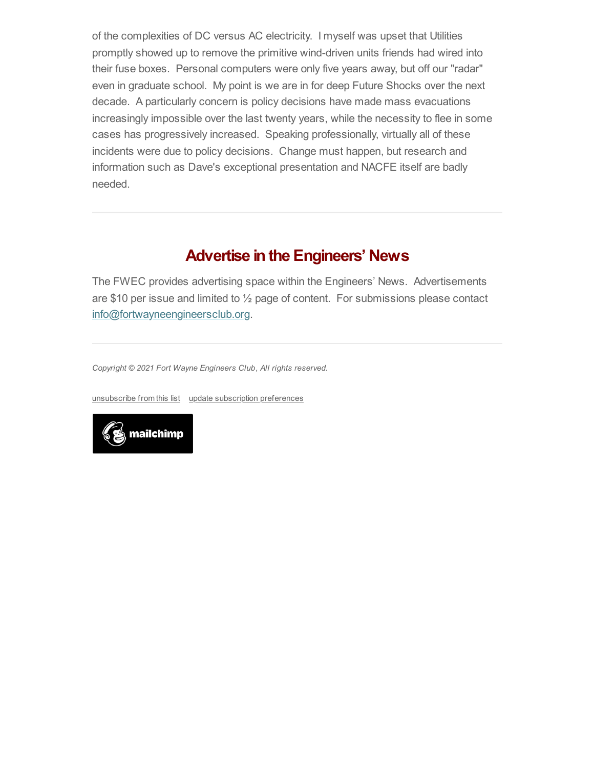of the complexities of DC versus AC electricity.  I myself was upset that Utilities promptly showed up to remove the primitive wind-driven units friends had wired into their fuse boxes.  Personal computers were only five years away, but off our "radar" even in graduate school.  My point is we are in for deep Future Shocks over the next decade.  A particularly concern is policy decisions have made mass evacuations increasingly impossible over the last twenty years, while the necessity to flee in some cases has progressively increased.  Speaking professionally, virtually all of these incidents were due to policy decisions.  Change must happen, but research and information such as Dave's exceptional presentation and NACFE itself are badly needed.

---

## Advertise in the Engineers’ News

The FWEC provides advertising space within the Engineers’ News.  Advertisements are $10 per issue and limited to ½ page of content.  For submissions please contact info@fortwayneengineersclub.org.

---

*Copyright © 2021 Fort Wayne Engineers Club, All rights reserved.*

unsubscribe from this list    update subscription preferences

mailchimp